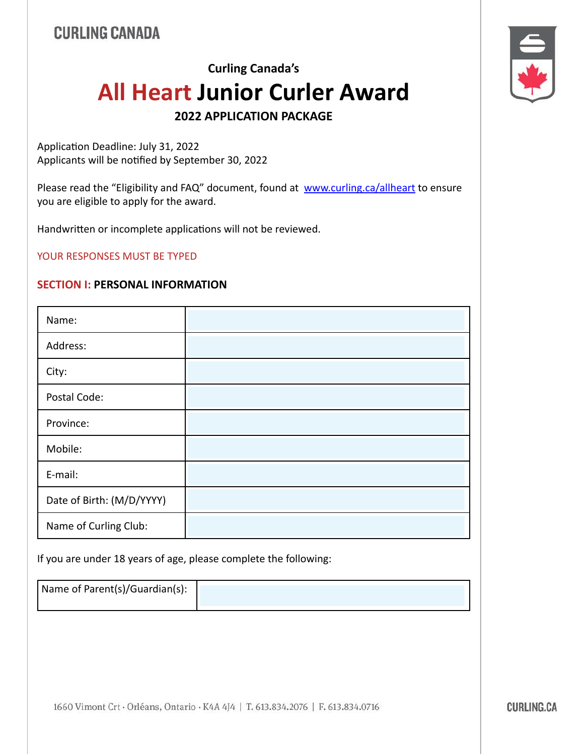CURLING CANADA

Curling Canada's

# All Heart Junior Curler Award

**2022 APPLICATION PACKAGE**

Application Deadline: July 31, 2022
Applicants will be notified by September 30, 2022

Please read the "Eligibility and FAQ" document, found at [www.curling.ca/allheart](www.curling.ca/allheart) to ensure you are eligible to apply for the award.

Handwritten or incomplete applications will not be reviewed.

YOUR RESPONSES MUST BE TYPED

## SECTION I: PERSONAL INFORMATION

| | |
|---|---|
| Name: | |
| Address: | |
| City: | |
| Postal Code: | |
| Province: | |
| Mobile: | |
| E-mail: | |
| Date of Birth: (M/D/YYYY) | |
| Name of Curling Club: | |

If you are under 18 years of age, please complete the following:

| | |
|---|---|
| Name of Parent(s)/Guardian(s): | |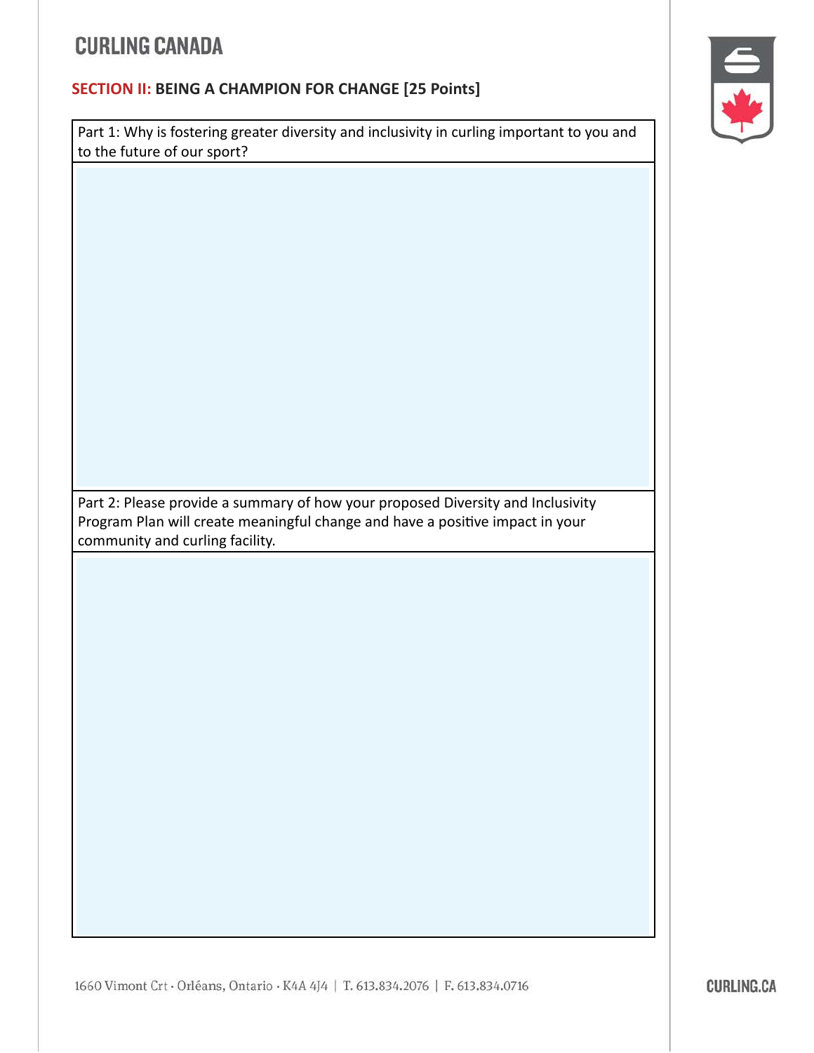## SECTION II: BEING A CHAMPION FOR CHANGE [25 Points]

| Part 1: Why is fostering greater diversity and inclusivity in curling important to you and to the future of our sport? |
| --- |
| |

| Part 2: Please provide a summary of how your proposed Diversity and Inclusivity Program Plan will create meaningful change and have a positive impact in your community and curling facility. |
| --- |
| |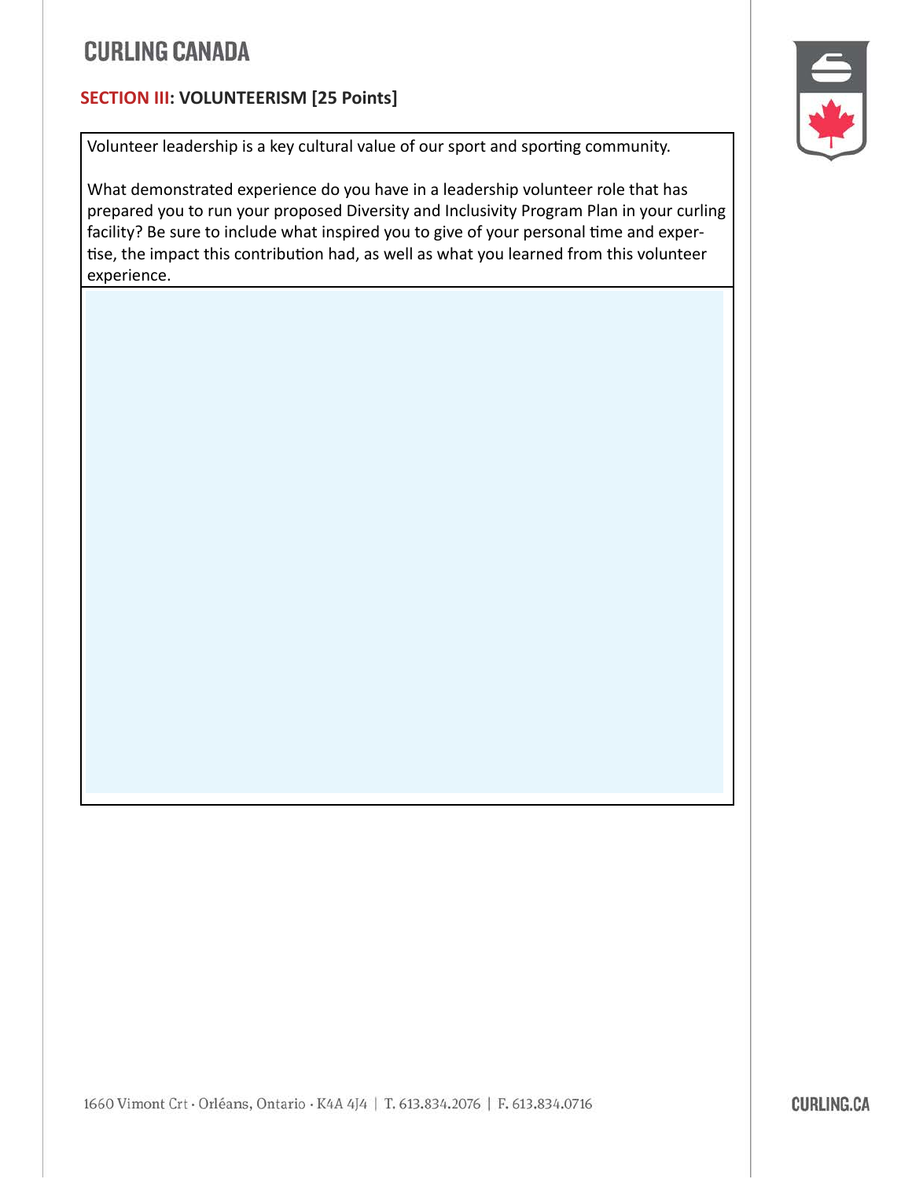# CURLING CANADA

## SECTION III: VOLUNTEERISM [25 Points]

| Volunteer leadership is a key cultural value of our sport and sporting community.<br><br>What demonstrated experience do you have in a leadership volunteer role that has prepared you to run your proposed Diversity and Inclusivity Program Plan in your curling facility? Be sure to include what inspired you to give of your personal time and expertise, the impact this contribution had, as well as what you learned from this volunteer experience. |
| --- |
| |

1660 Vimont Crt · Orléans, Ontario · K4A 4J4 | T. 613.834.2076 | F. 613.834.0716

CURLING.CA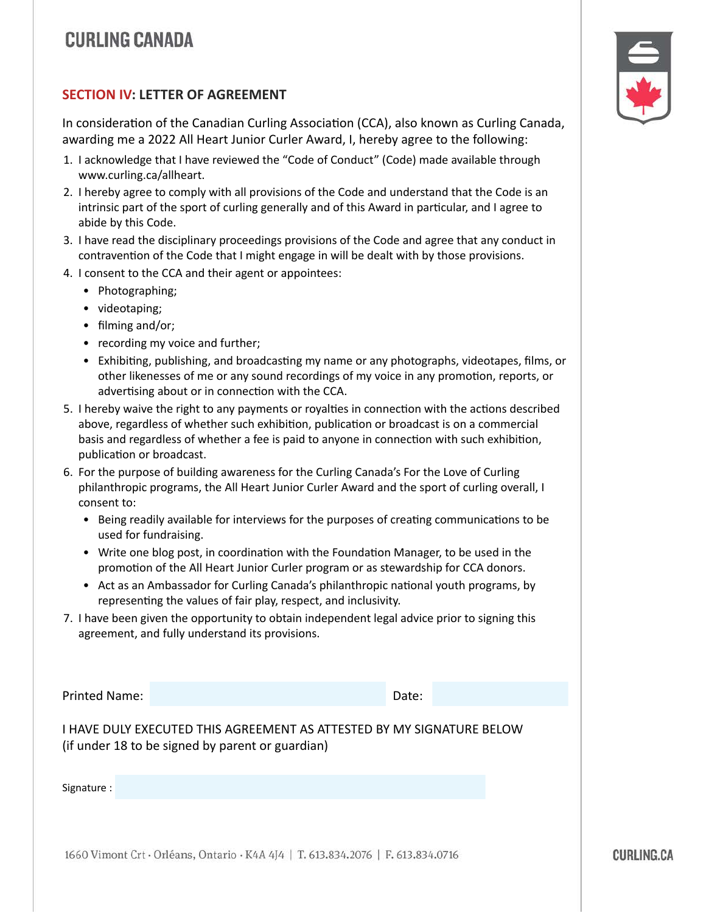## SECTION IV: LETTER OF AGREEMENT

In consideration of the Canadian Curling Association (CCA), also known as Curling Canada, awarding me a 2022 All Heart Junior Curler Award, I, hereby agree to the following:

1. I acknowledge that I have reviewed the "Code of Conduct" (Code) made available through www.curling.ca/allheart.
2. I hereby agree to comply with all provisions of the Code and understand that the Code is an intrinsic part of the sport of curling generally and of this Award in particular, and I agree to abide by this Code.
3. I have read the disciplinary proceedings provisions of the Code and agree that any conduct in contravention of the Code that I might engage in will be dealt with by those provisions.
4. I consent to the CCA and their agent or appointees:
   - Photographing;
   - videotaping;
   - filming and/or;
   - recording my voice and further;
   - Exhibiting, publishing, and broadcasting my name or any photographs, videotapes, films, or other likenesses of me or any sound recordings of my voice in any promotion, reports, or advertising about or in connection with the CCA.
5. I hereby waive the right to any payments or royalties in connection with the actions described above, regardless of whether such exhibition, publication or broadcast is on a commercial basis and regardless of whether a fee is paid to anyone in connection with such exhibition, publication or broadcast.
6. For the purpose of building awareness for the Curling Canada's For the Love of Curling philanthropic programs, the All Heart Junior Curler Award and the sport of curling overall, I consent to:
   - Being readily available for interviews for the purposes of creating communications to be used for fundraising.
   - Write one blog post, in coordination with the Foundation Manager, to be used in the promotion of the All Heart Junior Curler program or as stewardship for CCA donors.
   - Act as an Ambassador for Curling Canada's philanthropic national youth programs, by representing the values of fair play, respect, and inclusivity.
7. I have been given the opportunity to obtain independent legal advice prior to signing this agreement, and fully understand its provisions.

Printed Name: ______________________ Date: ______________

I HAVE DULY EXECUTED THIS AGREEMENT AS ATTESTED BY MY SIGNATURE BELOW (if under 18 to be signed by parent or guardian)

Signature : ______________________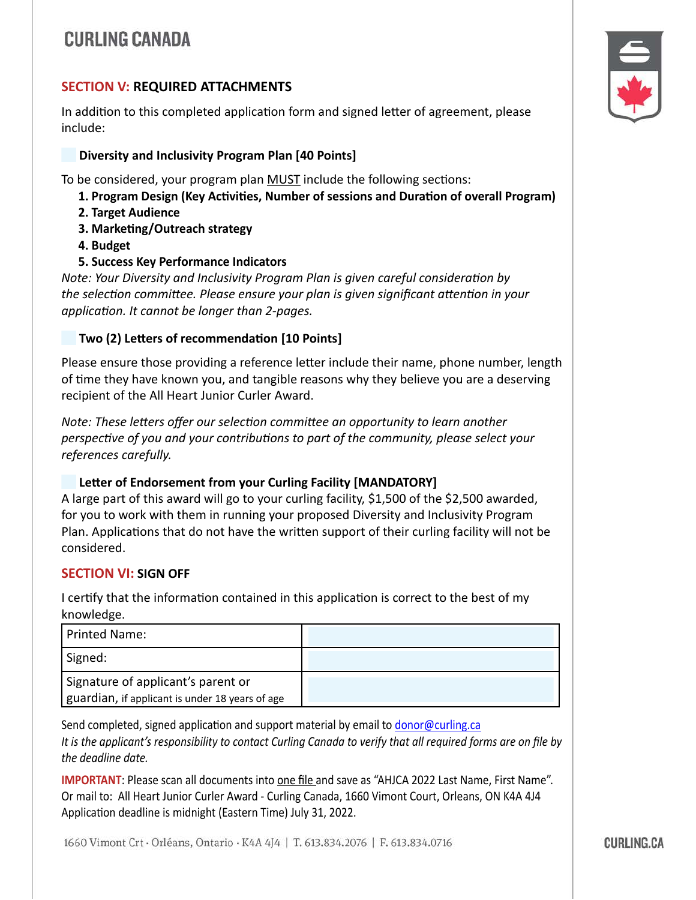CURLING CANADA

## SECTION V: REQUIRED ATTACHMENTS

In addition to this completed application form and signed letter of agreement, please include:

☐ **Diversity and Inclusivity Program Plan [40 Points]**

To be considered, your program plan MUST include the following sections:

1. **Program Design (Key Activities, Number of sessions and Duration of overall Program)**
2. **Target Audience**
3. **Marketing/Outreach strategy**
4. **Budget**
5. **Success Key Performance Indicators**

*Note: Your Diversity and Inclusivity Program Plan is given careful consideration by the selection committee. Please ensure your plan is given significant attention in your application. It cannot be longer than 2-pages.*

☐ **Two (2) Letters of recommendation [10 Points]**

Please ensure those providing a reference letter include their name, phone number, length of time they have known you, and tangible reasons why they believe you are a deserving recipient of the All Heart Junior Curler Award.

*Note: These letters offer our selection committee an opportunity to learn another perspective of you and your contributions to part of the community, please select your references carefully.*

☐ **Letter of Endorsement from your Curling Facility [MANDATORY]**

A large part of this award will go to your curling facility, $1,500 of the $2,500 awarded, for you to work with them in running your proposed Diversity and Inclusivity Program Plan. Applications that do not have the written support of their curling facility will not be considered.

## SECTION VI: SIGN OFF

I certify that the information contained in this application is correct to the best of my knowledge.

| | |
|---|---|
| Printed Name: | |
| Signed: | |
| Signature of applicant's parent or guardian, if applicant is under 18 years of age | |

Send completed, signed application and support material by email to donor@curling.ca

*It is the applicant's responsibility to contact Curling Canada to verify that all required forms are on file by the deadline date.*

**IMPORTANT**: Please scan all documents into one file and save as "AHJCA 2022 Last Name, First Name".
Or mail to: All Heart Junior Curler Award - Curling Canada, 1660 Vimont Court, Orleans, ON K4A 4J4
Application deadline is midnight (Eastern Time) July 31, 2022.

1660 Vimont Crt · Orléans, Ontario · K4A 4J4 | T. 613.834.2076 | F. 613.834.0716

CURLING.CA